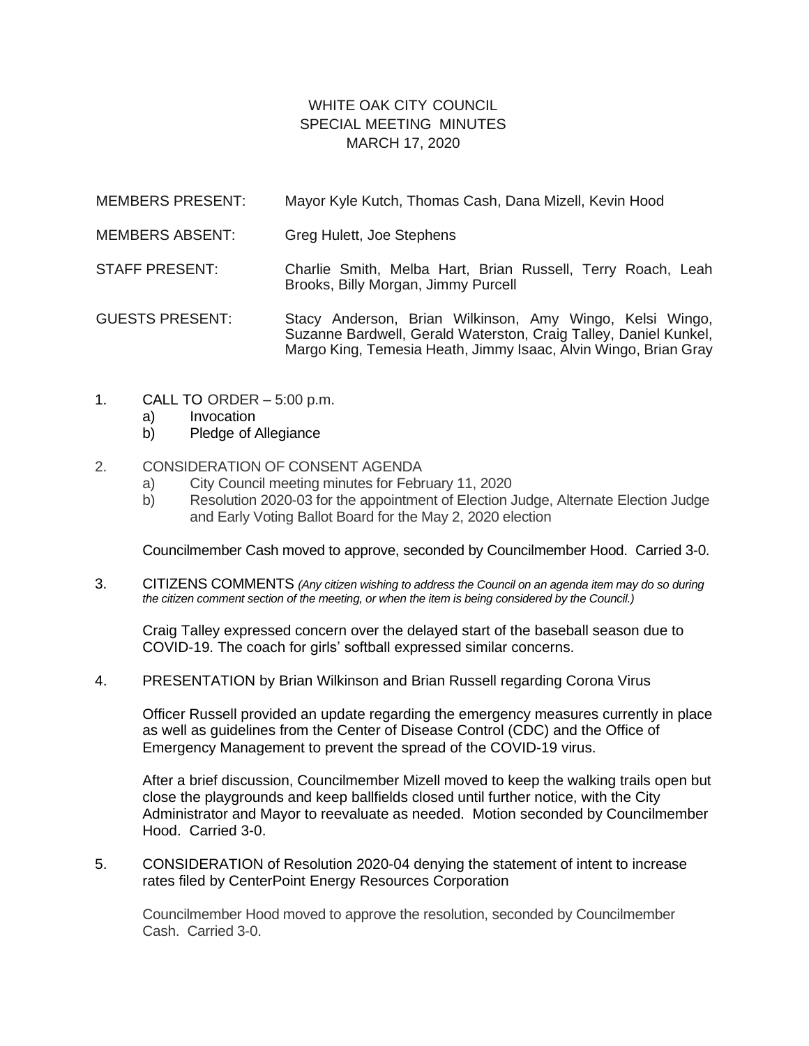# WHITE OAK CITY COUNCIL
## SPECIAL MEETING MINUTES
### MARCH 17, 2020

MEMBERS PRESENT: Mayor Kyle Kutch, Thomas Cash, Dana Mizell, Kevin Hood

MEMBERS ABSENT: Greg Hulett, Joe Stephens

STAFF PRESENT: Charlie Smith, Melba Hart, Brian Russell, Terry Roach, Leah Brooks, Billy Morgan, Jimmy Purcell

GUESTS PRESENT: Stacy Anderson, Brian Wilkinson, Amy Wingo, Kelsi Wingo, Suzanne Bardwell, Gerald Waterston, Craig Talley, Daniel Kunkel, Margo King, Temesia Heath, Jimmy Isaac, Alvin Wingo, Brian Gray

1. CALL TO ORDER – 5:00 p.m.
   a) Invocation
   b) Pledge of Allegiance

2. CONSIDERATION OF CONSENT AGENDA
   a) City Council meeting minutes for February 11, 2020
   b) Resolution 2020-03 for the appointment of Election Judge, Alternate Election Judge and Early Voting Ballot Board for the May 2, 2020 election

   Councilmember Cash moved to approve, seconded by Councilmember Hood. Carried 3-0.

3. CITIZENS COMMENTS *(Any citizen wishing to address the Council on an agenda item may do so during the citizen comment section of the meeting, or when the item is being considered by the Council.)*

   Craig Talley expressed concern over the delayed start of the baseball season due to COVID-19. The coach for girls' softball expressed similar concerns.

4. PRESENTATION by Brian Wilkinson and Brian Russell regarding Corona Virus

   Officer Russell provided an update regarding the emergency measures currently in place as well as guidelines from the Center of Disease Control (CDC) and the Office of Emergency Management to prevent the spread of the COVID-19 virus.

   After a brief discussion, Councilmember Mizell moved to keep the walking trails open but close the playgrounds and keep ballfields closed until further notice, with the City Administrator and Mayor to reevaluate as needed. Motion seconded by Councilmember Hood. Carried 3-0.

5. CONSIDERATION of Resolution 2020-04 denying the statement of intent to increase rates filed by CenterPoint Energy Resources Corporation

   Councilmember Hood moved to approve the resolution, seconded by Councilmember Cash. Carried 3-0.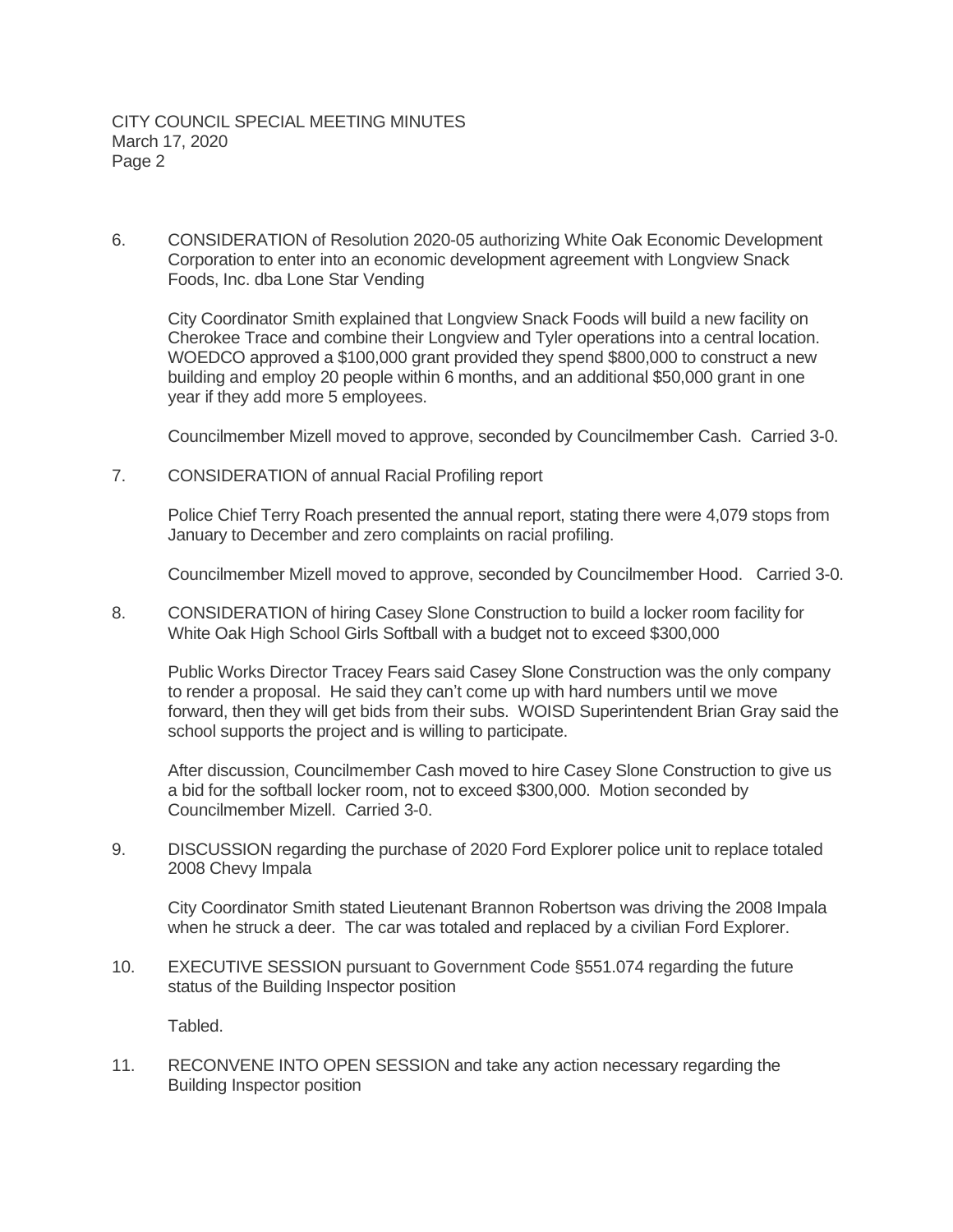6. CONSIDERATION of Resolution 2020-05 authorizing White Oak Economic Development Corporation to enter into an economic development agreement with Longview Snack Foods, Inc. dba Lone Star Vending

   City Coordinator Smith explained that Longview Snack Foods will build a new facility on Cherokee Trace and combine their Longview and Tyler operations into a central location. WOEDCO approved a $100,000 grant provided they spend $800,000 to construct a new building and employ 20 people within 6 months, and an additional $50,000 grant in one year if they add more 5 employees.

   Councilmember Mizell moved to approve, seconded by Councilmember Cash. Carried 3-0.

7. CONSIDERATION of annual Racial Profiling report

   Police Chief Terry Roach presented the annual report, stating there were 4,079 stops from January to December and zero complaints on racial profiling.

   Councilmember Mizell moved to approve, seconded by Councilmember Hood. Carried 3-0.

8. CONSIDERATION of hiring Casey Slone Construction to build a locker room facility for White Oak High School Girls Softball with a budget not to exceed $300,000

   Public Works Director Tracey Fears said Casey Slone Construction was the only company to render a proposal. He said they can't come up with hard numbers until we move forward, then they will get bids from their subs. WOISD Superintendent Brian Gray said the school supports the project and is willing to participate.

   After discussion, Councilmember Cash moved to hire Casey Slone Construction to give us a bid for the softball locker room, not to exceed $300,000. Motion seconded by Councilmember Mizell. Carried 3-0.

9. DISCUSSION regarding the purchase of 2020 Ford Explorer police unit to replace totaled 2008 Chevy Impala

   City Coordinator Smith stated Lieutenant Brannon Robertson was driving the 2008 Impala when he struck a deer. The car was totaled and replaced by a civilian Ford Explorer.

10. EXECUTIVE SESSION pursuant to Government Code §551.074 regarding the future status of the Building Inspector position

    Tabled.

11. RECONVENE INTO OPEN SESSION and take any action necessary regarding the Building Inspector position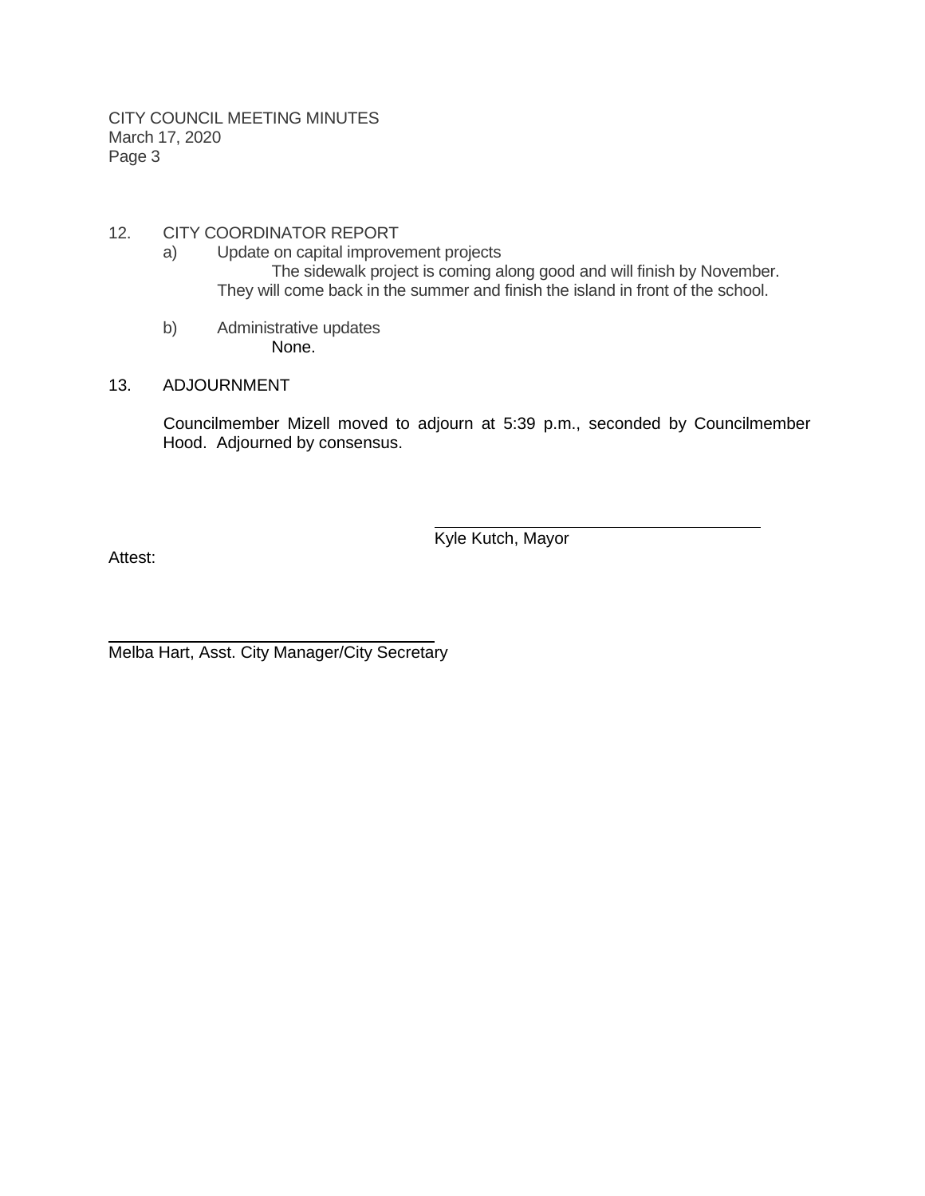12. CITY COORDINATOR REPORT
    a) Update on capital improvement projects
       The sidewalk project is coming along good and will finish by November. They will come back in the summer and finish the island in front of the school.

    b) Administrative updates
       None.

13. ADJOURNMENT

    Councilmember Mizell moved to adjourn at 5:39 p.m., seconded by Councilmember Hood. Adjourned by consensus.

\_\_\_\_\_\_\_\_\_\_\_\_\_\_\_\_\_\_\_\_\_\_\_\_\_\_\_\_\_\_\_\_\_\_\_\_
Kyle Kutch, Mayor

Attest:

\_\_\_\_\_\_\_\_\_\_\_\_\_\_\_\_\_\_\_\_\_\_\_\_\_\_\_\_\_\_\_\_\_\_\_\_
Melba Hart, Asst. City Manager/City Secretary